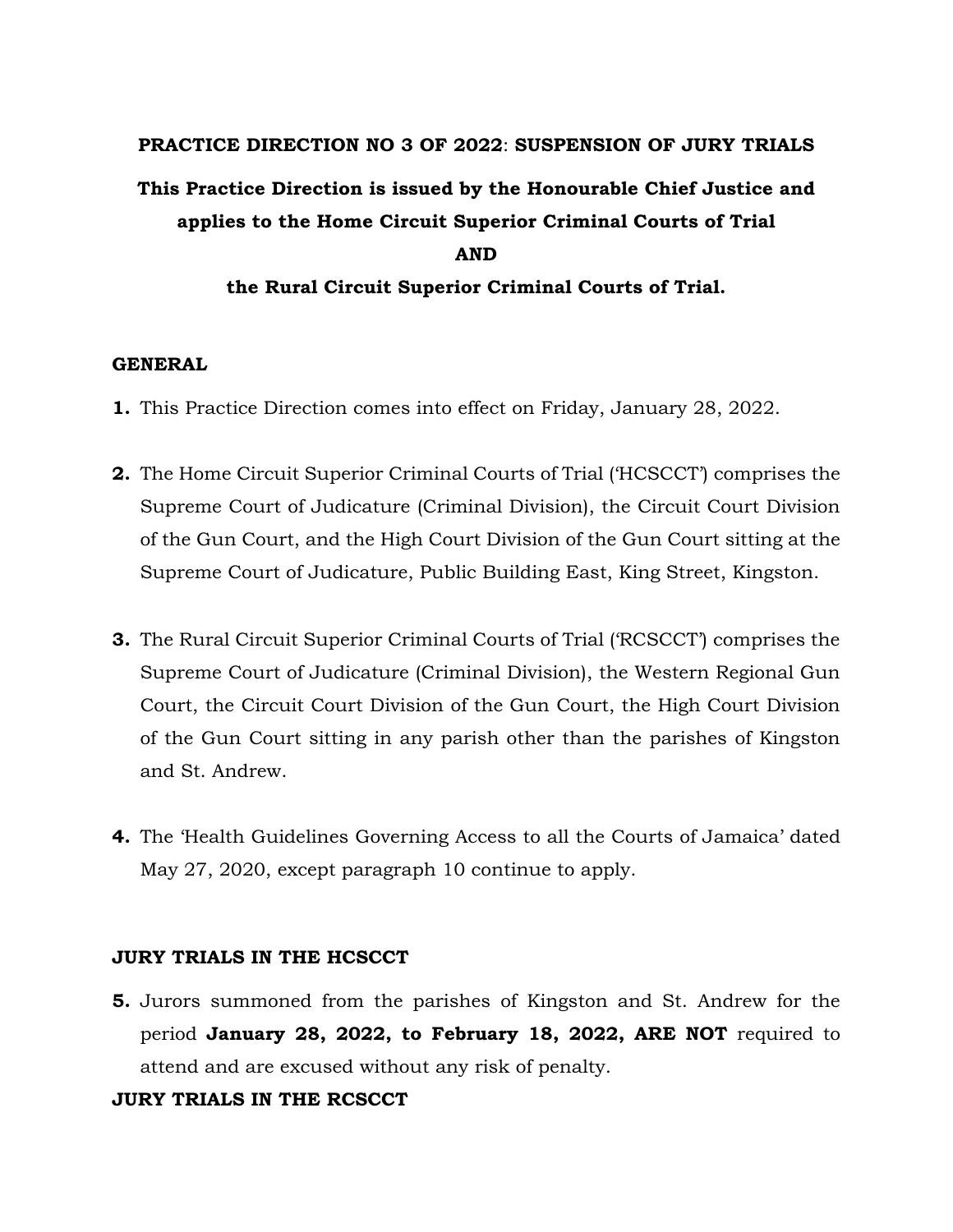**PRACTICE DIRECTION NO 3 OF 2022**: **SUSPENSION OF JURY TRIALS**

**This Practice Direction is issued by the Honourable Chief Justice and applies to the Home Circuit Superior Criminal Courts of Trial**

**AND**

**the Rural Circuit Superior Criminal Courts of Trial.**

## GENERAL

1. This Practice Direction comes into effect on Friday, January 28, 2022.

2. The Home Circuit Superior Criminal Courts of Trial ('HCSCCT') comprises the Supreme Court of Judicature (Criminal Division), the Circuit Court Division of the Gun Court, and the High Court Division of the Gun Court sitting at the Supreme Court of Judicature, Public Building East, King Street, Kingston.

3. The Rural Circuit Superior Criminal Courts of Trial ('RCSCCT') comprises the Supreme Court of Judicature (Criminal Division), the Western Regional Gun Court, the Circuit Court Division of the Gun Court, the High Court Division of the Gun Court sitting in any parish other than the parishes of Kingston and St. Andrew.

4. The 'Health Guidelines Governing Access to all the Courts of Jamaica' dated May 27, 2020, except paragraph 10 continue to apply.

## JURY TRIALS IN THE HCSCCT

5. Jurors summoned from the parishes of Kingston and St. Andrew for the period **January 28, 2022, to February 18, 2022, ARE NOT** required to attend and are excused without any risk of penalty.

## JURY TRIALS IN THE RCSCCT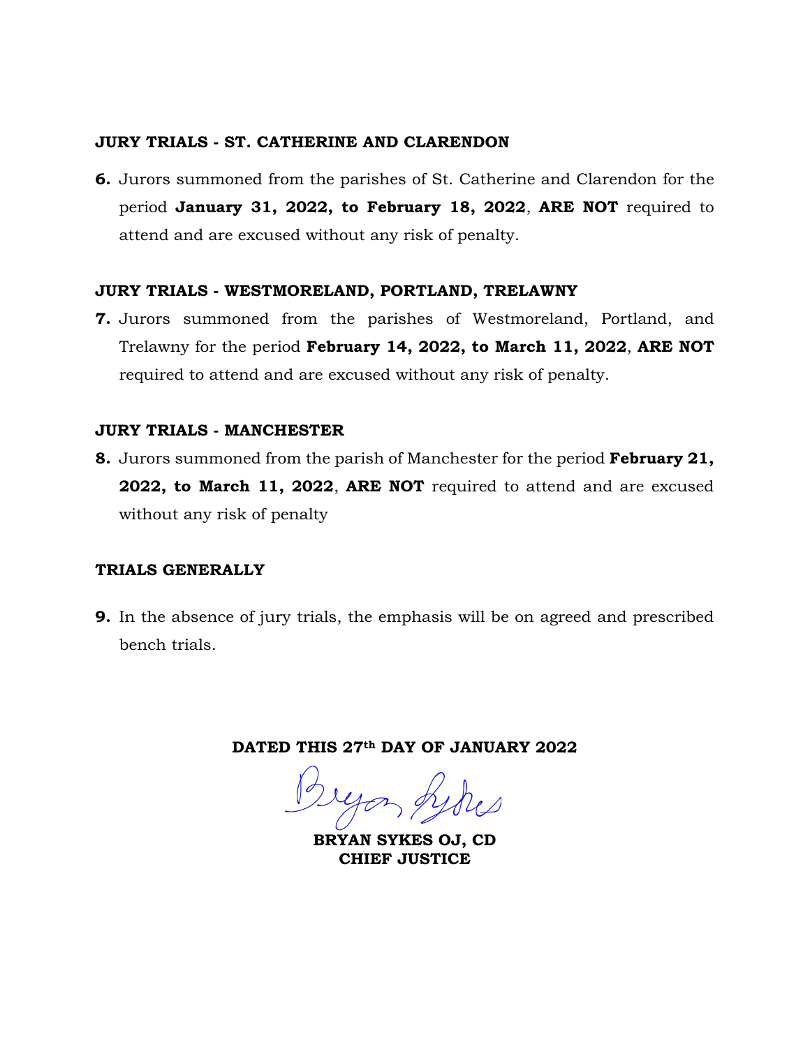**JURY TRIALS - ST. CATHERINE AND CLARENDON**

**6.** Jurors summoned from the parishes of St. Catherine and Clarendon for the period **January 31, 2022, to February 18, 2022**, **ARE NOT** required to attend and are excused without any risk of penalty.

**JURY TRIALS - WESTMORELAND, PORTLAND, TRELAWNY**

**7.** Jurors summoned from the parishes of Westmoreland, Portland, and Trelawny for the period **February 14, 2022, to March 11, 2022**, **ARE NOT** required to attend and are excused without any risk of penalty.

**JURY TRIALS - MANCHESTER**

**8.** Jurors summoned from the parish of Manchester for the period **February 21, 2022, to March 11, 2022**, **ARE NOT** required to attend and are excused without any risk of penalty

**TRIALS GENERALLY**

**9.** In the absence of jury trials, the emphasis will be on agreed and prescribed bench trials.

**DATED THIS 27th DAY OF JANUARY 2022**

Bryan Sykes

**BRYAN SYKES OJ, CD**
**CHIEF JUSTICE**